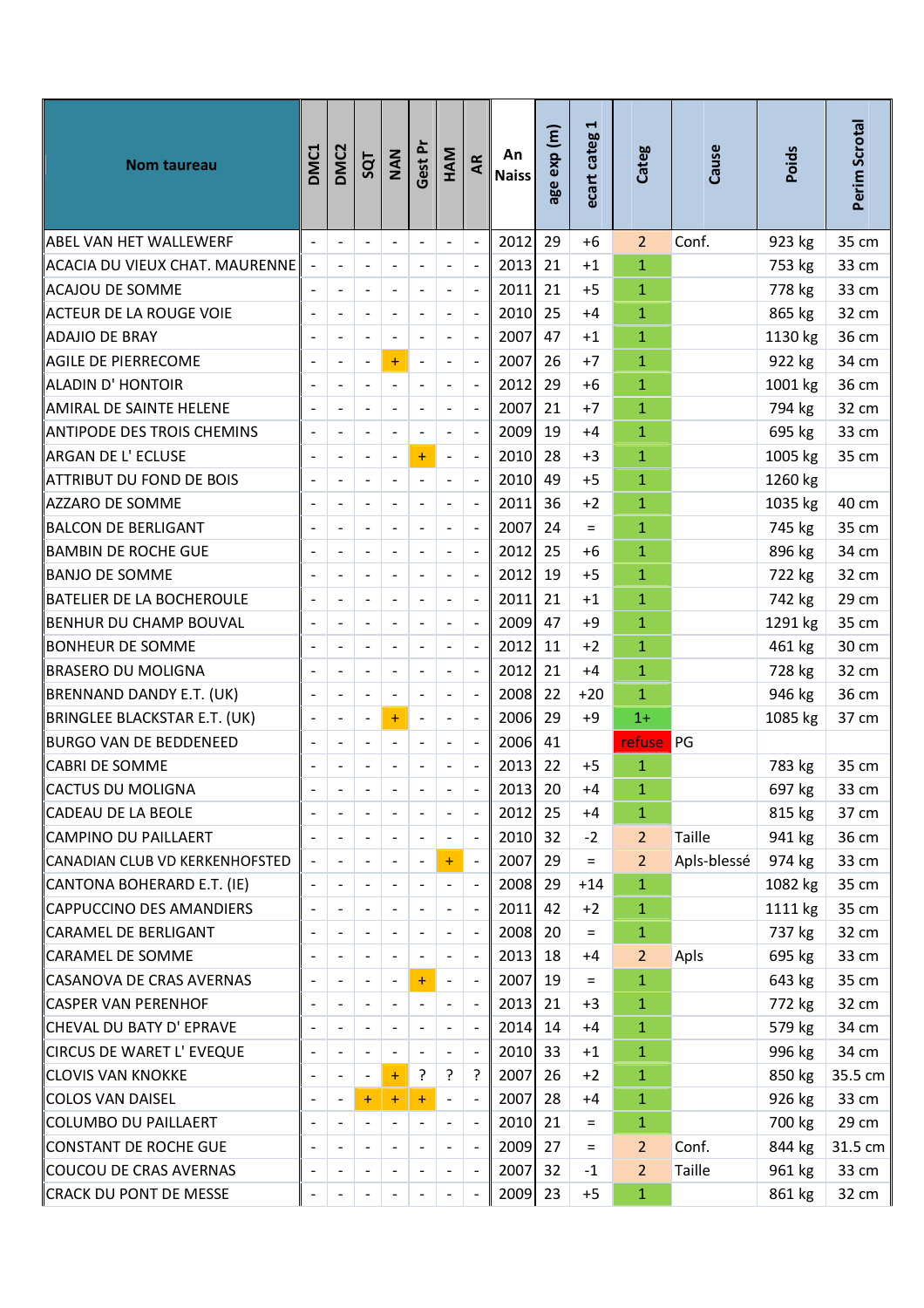| Nom taureau | DMC1 | DMC2 | SQT | NAN | Gest Pr | HAM | AR | An Naiss | age exp (m) | ecart categ 1 | Categ | Cause | Poids | Perim Scrotal |
|---|---|---|---|---|---|---|---|---|---|---|---|---|---|---|
| ABEL VAN HET WALLEWERF | - | - | - | - | - | - | - | 2012 | 29 | +6 | 2 | Conf. | 923 kg | 35 cm |
| ACACIA DU VIEUX CHAT. MAURENNE | - | - | - | - | - | - | - | 2013 | 21 | +1 | 1 | | 753 kg | 33 cm |
| ACAJOU DE SOMME | - | - | - | - | - | - | - | 2011 | 21 | +5 | 1 | | 778 kg | 33 cm |
| ACTEUR DE LA ROUGE VOIE | - | - | - | - | - | - | - | 2010 | 25 | +4 | 1 | | 865 kg | 32 cm |
| ADAJIO DE BRAY | - | - | - | - | - | - | - | 2007 | 47 | +1 | 1 | | 1130 kg | 36 cm |
| AGILE DE PIERRECOME | - | - | - | + | - | - | - | 2007 | 26 | +7 | 1 | | 922 kg | 34 cm |
| ALADIN D' HONTOIR | - | - | - | - | - | - | - | 2012 | 29 | +6 | 1 | | 1001 kg | 36 cm |
| AMIRAL DE SAINTE HELENE | - | - | - | - | - | - | - | 2007 | 21 | +7 | 1 | | 794 kg | 32 cm |
| ANTIPODE DES TROIS CHEMINS | - | - | - | - | - | - | - | 2009 | 19 | +4 | 1 | | 695 kg | 33 cm |
| ARGAN DE L' ECLUSE | - | - | - | - | + | - | - | 2010 | 28 | +3 | 1 | | 1005 kg | 35 cm |
| ATTRIBUT DU FOND DE BOIS | - | - | - | - | - | - | - | 2010 | 49 | +5 | 1 | | 1260 kg | |
| AZZARO DE SOMME | - | - | - | - | - | - | - | 2011 | 36 | +2 | 1 | | 1035 kg | 40 cm |
| BALCON DE BERLIGANT | - | - | - | - | - | - | - | 2007 | 24 | = | 1 | | 745 kg | 35 cm |
| BAMBIN DE ROCHE GUE | - | - | - | - | - | - | - | 2012 | 25 | +6 | 1 | | 896 kg | 34 cm |
| BANJO DE SOMME | - | - | - | - | - | - | - | 2012 | 19 | +5 | 1 | | 722 kg | 32 cm |
| BATELIER DE LA BOCHEROULE | - | - | - | - | - | - | - | 2011 | 21 | +1 | 1 | | 742 kg | 29 cm |
| BENHUR DU CHAMP BOUVAL | - | - | - | - | - | - | - | 2009 | 47 | +9 | 1 | | 1291 kg | 35 cm |
| BONHEUR DE SOMME | - | - | - | - | - | - | - | 2012 | 11 | +2 | 1 | | 461 kg | 30 cm |
| BRASERO DU MOLIGNA | - | - | - | - | - | - | - | 2012 | 21 | +4 | 1 | | 728 kg | 32 cm |
| BRENNAND DANDY E.T. (UK) | - | - | - | - | - | - | - | 2008 | 22 | +20 | 1 | | 946 kg | 36 cm |
| BRINGLEE BLACKSTAR E.T. (UK) | - | - | - | + | - | - | - | 2006 | 29 | +9 | 1+ | | 1085 kg | 37 cm |
| BURGO VAN DE BEDDENEED | - | - | - | - | - | - | - | 2006 | 41 | | refuse | PG | | |
| CABRI DE SOMME | - | - | - | - | - | - | - | 2013 | 22 | +5 | 1 | | 783 kg | 35 cm |
| CACTUS DU MOLIGNA | - | - | - | - | - | - | - | 2013 | 20 | +4 | 1 | | 697 kg | 33 cm |
| CADEAU DE LA BEOLE | - | - | - | - | - | - | - | 2012 | 25 | +4 | 1 | | 815 kg | 37 cm |
| CAMPINO DU PAILLAERT | - | - | - | - | - | - | - | 2010 | 32 | -2 | 2 | Taille | 941 kg | 36 cm |
| CANADIAN CLUB VD KERKENHOFSTED | - | - | - | - | - | + | - | 2007 | 29 | = | 2 | Apls-blessé | 974 kg | 33 cm |
| CANTONA BOHERARD E.T. (IE) | - | - | - | - | - | - | - | 2008 | 29 | +14 | 1 | | 1082 kg | 35 cm |
| CAPPUCCINO DES AMANDIERS | - | - | - | - | - | - | - | 2011 | 42 | +2 | 1 | | 1111 kg | 35 cm |
| CARAMEL DE BERLIGANT | - | - | - | - | - | - | - | 2008 | 20 | = | 1 | | 737 kg | 32 cm |
| CARAMEL DE SOMME | - | - | - | - | - | - | - | 2013 | 18 | +4 | 2 | Apls | 695 kg | 33 cm |
| CASANOVA DE CRAS AVERNAS | - | - | - | - | + | - | - | 2007 | 19 | = | 1 | | 643 kg | 35 cm |
| CASPER VAN PERENHOF | - | - | - | - | - | - | - | 2013 | 21 | +3 | 1 | | 772 kg | 32 cm |
| CHEVAL DU BATY D' EPRAVE | - | - | - | - | - | - | - | 2014 | 14 | +4 | 1 | | 579 kg | 34 cm |
| CIRCUS DE WARET L' EVEQUE | - | - | - | - | - | - | - | 2010 | 33 | +1 | 1 | | 996 kg | 34 cm |
| CLOVIS VAN KNOKKE | - | - | - | + | ? | ? | ? | 2007 | 26 | +2 | 1 | | 850 kg | 35.5 cm |
| COLOS VAN DAISEL | - | - | + | + | + | - | - | 2007 | 28 | +4 | 1 | | 926 kg | 33 cm |
| COLUMBO DU PAILLAERT | - | - | - | - | - | - | - | 2010 | 21 | = | 1 | | 700 kg | 29 cm |
| CONSTANT DE ROCHE GUE | - | - | - | - | - | - | - | 2009 | 27 | = | 2 | Conf. | 844 kg | 31.5 cm |
| COUCOU DE CRAS AVERNAS | - | - | - | - | - | - | - | 2007 | 32 | -1 | 2 | Taille | 961 kg | 33 cm |
| CRACK DU PONT DE MESSE | - | - | - | - | - | - | - | 2009 | 23 | +5 | 1 | | 861 kg | 32 cm |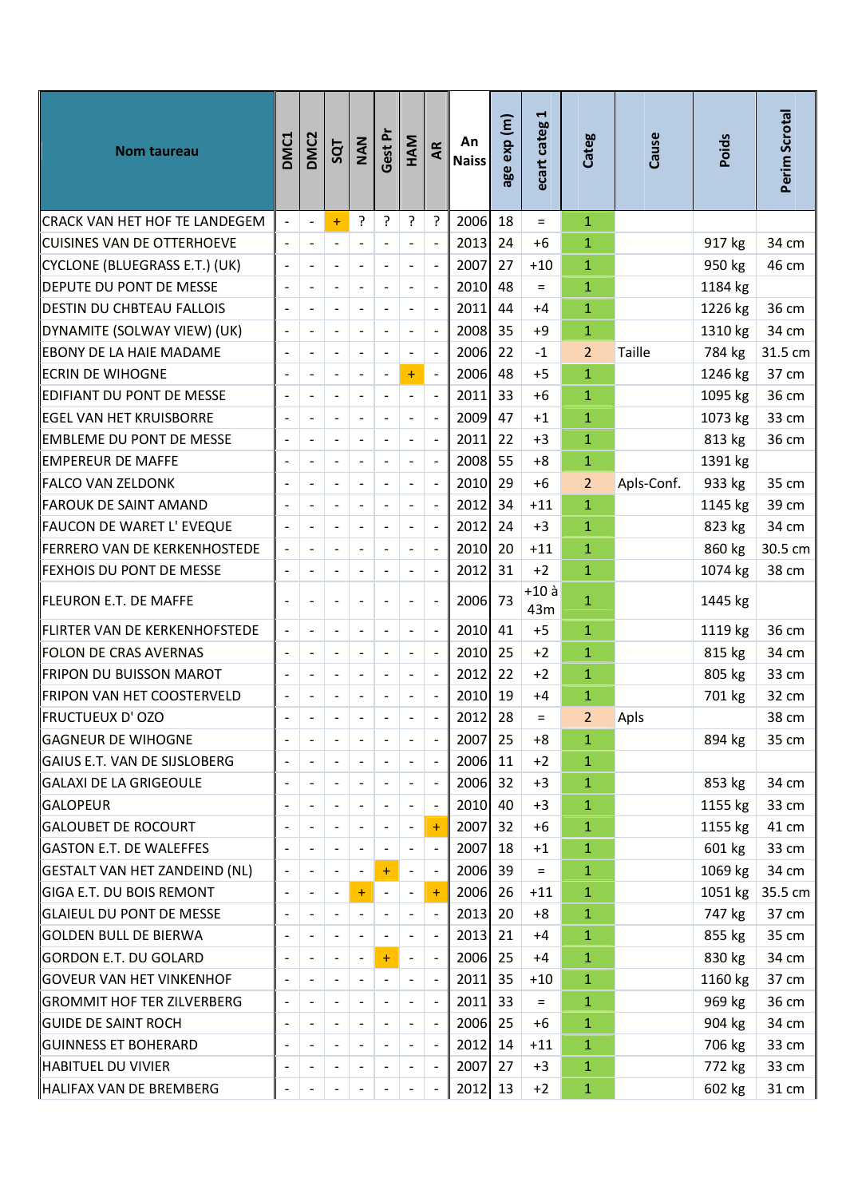| Nom taureau | DMC1 | DMC2 | SQT | NAN | Gest Pr | HAM | AR | An Naiss | age exp (m) | ecart categ 1 | Categ | Cause | Poids | Perim Scrotal |
|---|---|---|---|---|---|---|---|---|---|---|---|---|---|---|
| CRACK VAN HET HOF TE LANDEGEM | - | - | + | ? | ? | ? | ? | 2006 | 18 | = | 1 | | | |
| CUISINES VAN DE OTTERHOEVE | - | - | - | - | - | - | - | 2013 | 24 | +6 | 1 | | 917 kg | 34 cm |
| CYCLONE (BLUEGRASS E.T.) (UK) | - | - | - | - | - | - | - | 2007 | 27 | +10 | 1 | | 950 kg | 46 cm |
| DEPUTE DU PONT DE MESSE | - | - | - | - | - | - | - | 2010 | 48 | = | 1 | | 1184 kg | |
| DESTIN DU CHBTEAU FALLOIS | - | - | - | - | - | - | - | 2011 | 44 | +4 | 1 | | 1226 kg | 36 cm |
| DYNAMITE (SOLWAY VIEW) (UK) | - | - | - | - | - | - | - | 2008 | 35 | +9 | 1 | | 1310 kg | 34 cm |
| EBONY DE LA HAIE MADAME | - | - | - | - | - | - | - | 2006 | 22 | -1 | 2 | Taille | 784 kg | 31.5 cm |
| ECRIN DE WIHOGNE | - | - | - | - | - | + | - | 2006 | 48 | +5 | 1 | | 1246 kg | 37 cm |
| EDIFIANT DU PONT DE MESSE | - | - | - | - | - | - | - | 2011 | 33 | +6 | 1 | | 1095 kg | 36 cm |
| EGEL VAN HET KRUISBORRE | - | - | - | - | - | - | - | 2009 | 47 | +1 | 1 | | 1073 kg | 33 cm |
| EMBLEME DU PONT DE MESSE | - | - | - | - | - | - | - | 2011 | 22 | +3 | 1 | | 813 kg | 36 cm |
| EMPEREUR DE MAFFE | - | - | - | - | - | - | - | 2008 | 55 | +8 | 1 | | 1391 kg | |
| FALCO VAN ZELDONK | - | - | - | - | - | - | - | 2010 | 29 | +6 | 2 | Apls-Conf. | 933 kg | 35 cm |
| FAROUK DE SAINT AMAND | - | - | - | - | - | - | - | 2012 | 34 | +11 | 1 | | 1145 kg | 39 cm |
| FAUCON DE WARET L' EVEQUE | - | - | - | - | - | - | - | 2012 | 24 | +3 | 1 | | 823 kg | 34 cm |
| FERRERO VAN DE KERKENHOSTEDE | - | - | - | - | - | - | - | 2010 | 20 | +11 | 1 | | 860 kg | 30.5 cm |
| FEXHOIS DU PONT DE MESSE | - | - | - | - | - | - | - | 2012 | 31 | +2 | 1 | | 1074 kg | 38 cm |
| FLEURON E.T. DE MAFFE | - | - | - | - | - | - | - | 2006 | 73 | +10 à 43m | 1 | | 1445 kg | |
| FLIRTER VAN DE KERKENHOFSTEDE | - | - | - | - | - | - | - | 2010 | 41 | +5 | 1 | | 1119 kg | 36 cm |
| FOLON DE CRAS AVERNAS | - | - | - | - | - | - | - | 2010 | 25 | +2 | 1 | | 815 kg | 34 cm |
| FRIPON DU BUISSON MAROT | - | - | - | - | - | - | - | 2012 | 22 | +2 | 1 | | 805 kg | 33 cm |
| FRIPON VAN HET COOSTERVELD | - | - | - | - | - | - | - | 2010 | 19 | +4 | 1 | | 701 kg | 32 cm |
| FRUCTUEUX D' OZO | - | - | - | - | - | - | - | 2012 | 28 | = | 2 | Apls | | 38 cm |
| GAGNEUR DE WIHOGNE | - | - | - | - | - | - | - | 2007 | 25 | +8 | 1 | | 894 kg | 35 cm |
| GAIUS E.T. VAN DE SIJSLOBERG | - | - | - | - | - | - | - | 2006 | 11 | +2 | 1 | | | |
| GALAXI DE LA GRIGEOULE | - | - | - | - | - | - | - | 2006 | 32 | +3 | 1 | | 853 kg | 34 cm |
| GALOPEUR | - | - | - | - | - | - | - | 2010 | 40 | +3 | 1 | | 1155 kg | 33 cm |
| GALOUBET DE ROCOURT | - | - | - | - | - | - | + | 2007 | 32 | +6 | 1 | | 1155 kg | 41 cm |
| GASTON E.T. DE WALEFFES | - | - | - | - | - | - | - | 2007 | 18 | +1 | 1 | | 601 kg | 33 cm |
| GESTALT VAN HET ZANDEIND (NL) | - | - | - | - | + | - | - | 2006 | 39 | = | 1 | | 1069 kg | 34 cm |
| GIGA E.T. DU BOIS REMONT | - | - | - | + | - | - | + | 2006 | 26 | +11 | 1 | | 1051 kg | 35.5 cm |
| GLAIEUL DU PONT DE MESSE | - | - | - | - | - | - | - | 2013 | 20 | +8 | 1 | | 747 kg | 37 cm |
| GOLDEN BULL DE BIERWA | - | - | - | - | - | - | - | 2013 | 21 | +4 | 1 | | 855 kg | 35 cm |
| GORDON E.T. DU GOLARD | - | - | - | - | + | - | - | 2006 | 25 | +4 | 1 | | 830 kg | 34 cm |
| GOVEUR VAN HET VINKENHOF | - | - | - | - | - | - | - | 2011 | 35 | +10 | 1 | | 1160 kg | 37 cm |
| GROMMIT HOF TER ZILVERBERG | - | - | - | - | - | - | - | 2011 | 33 | = | 1 | | 969 kg | 36 cm |
| GUIDE DE SAINT ROCH | - | - | - | - | - | - | - | 2006 | 25 | +6 | 1 | | 904 kg | 34 cm |
| GUINNESS ET BOHERARD | - | - | - | - | - | - | - | 2012 | 14 | +11 | 1 | | 706 kg | 33 cm |
| HABITUEL DU VIVIER | - | - | - | - | - | - | - | 2007 | 27 | +3 | 1 | | 772 kg | 33 cm |
| HALIFAX VAN DE BREMBERG | - | - | - | - | - | - | - | 2012 | 13 | +2 | 1 | | 602 kg | 31 cm |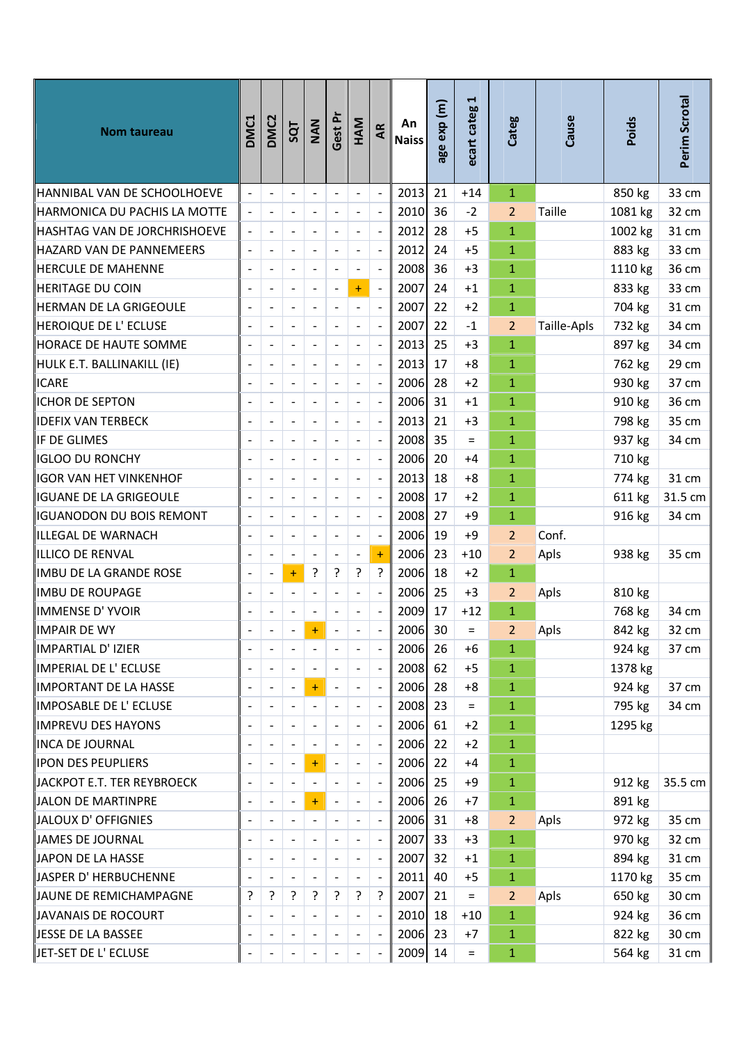| Nom taureau | DMC1 | DMC2 | SQT | NAN | Gest Pr | HAM | AR | An Naiss | age exp (m) | ecart categ 1 | Categ | Cause | Poids | Perim Scrotal |
|---|---|---|---|---|---|---|---|---|---|---|---|---|---|---|
| HANNIBAL VAN DE SCHOOLHOEVE | - | - | - | - | - | - | - | 2013 | 21 | +14 | 1 | | 850 kg | 33 cm |
| HARMONICA DU PACHIS LA MOTTE | - | - | - | - | - | - | - | 2010 | 36 | -2 | 2 | Taille | 1081 kg | 32 cm |
| HASHTAG VAN DE JORCHRISHOEVE | - | - | - | - | - | - | - | 2012 | 28 | +5 | 1 | | 1002 kg | 31 cm |
| HAZARD VAN DE PANNEMEERS | - | - | - | - | - | - | - | 2012 | 24 | +5 | 1 | | 883 kg | 33 cm |
| HERCULE DE MAHENNE | - | - | - | - | - | - | - | 2008 | 36 | +3 | 1 | | 1110 kg | 36 cm |
| HERITAGE DU COIN | - | - | - | - | - | + | - | 2007 | 24 | +1 | 1 | | 833 kg | 33 cm |
| HERMAN DE LA GRIGEOULE | - | - | - | - | - | - | - | 2007 | 22 | +2 | 1 | | 704 kg | 31 cm |
| HEROIQUE DE L' ECLUSE | - | - | - | - | - | - | - | 2007 | 22 | -1 | 2 | Taille-Apls | 732 kg | 34 cm |
| HORACE DE HAUTE SOMME | - | - | - | - | - | - | - | 2013 | 25 | +3 | 1 | | 897 kg | 34 cm |
| HULK E.T. BALLINAKILL (IE) | - | - | - | - | - | - | - | 2013 | 17 | +8 | 1 | | 762 kg | 29 cm |
| ICARE | - | - | - | - | - | - | - | 2006 | 28 | +2 | 1 | | 930 kg | 37 cm |
| ICHOR DE SEPTON | - | - | - | - | - | - | - | 2006 | 31 | +1 | 1 | | 910 kg | 36 cm |
| IDEFIX VAN TERBECK | - | - | - | - | - | - | - | 2013 | 21 | +3 | 1 | | 798 kg | 35 cm |
| IF DE GLIMES | - | - | - | - | - | - | - | 2008 | 35 | = | 1 | | 937 kg | 34 cm |
| IGLOO DU RONCHY | - | - | - | - | - | - | - | 2006 | 20 | +4 | 1 | | 710 kg | |
| IGOR VAN HET VINKENHOF | - | - | - | - | - | - | - | 2013 | 18 | +8 | 1 | | 774 kg | 31 cm |
| IGUANE DE LA GRIGEOULE | - | - | - | - | - | - | - | 2008 | 17 | +2 | 1 | | 611 kg | 31.5 cm |
| IGUANODON DU BOIS REMONT | - | - | - | - | - | - | - | 2008 | 27 | +9 | 1 | | 916 kg | 34 cm |
| ILLEGAL DE WARNACH | - | - | - | - | - | - | - | 2006 | 19 | +9 | 2 | Conf. | | |
| ILLICO DE RENVAL | - | - | - | - | - | - | + | 2006 | 23 | +10 | 2 | Apls | 938 kg | 35 cm |
| IMBU DE LA GRANDE ROSE | - | - | + | ? | ? | ? | ? | 2006 | 18 | +2 | 1 | | | |
| IMBU DE ROUPAGE | - | - | - | - | - | - | - | 2006 | 25 | +3 | 2 | Apls | 810 kg | |
| IMMENSE D' YVOIR | - | - | - | - | - | - | - | 2009 | 17 | +12 | 1 | | 768 kg | 34 cm |
| IMPAIR DE WY | - | - | - | + | - | - | - | 2006 | 30 | = | 2 | Apls | 842 kg | 32 cm |
| IMPARTIAL D' IZIER | - | - | - | - | - | - | - | 2006 | 26 | +6 | 1 | | 924 kg | 37 cm |
| IMPERIAL DE L' ECLUSE | - | - | - | - | - | - | - | 2008 | 62 | +5 | 1 | | 1378 kg | |
| IMPORTANT DE LA HASSE | - | - | - | + | - | - | - | 2006 | 28 | +8 | 1 | | 924 kg | 37 cm |
| IMPOSABLE DE L' ECLUSE | - | - | - | - | - | - | - | 2008 | 23 | = | 1 | | 795 kg | 34 cm |
| IMPREVU DES HAYONS | - | - | - | - | - | - | - | 2006 | 61 | +2 | 1 | | 1295 kg | |
| INCA DE JOURNAL | - | - | - | - | - | - | - | 2006 | 22 | +2 | 1 | | | |
| IPON DES PEUPLIERS | - | - | - | + | - | - | - | 2006 | 22 | +4 | 1 | | | |
| JACKPOT E.T. TER REYBROECK | - | - | - | - | - | - | - | 2006 | 25 | +9 | 1 | | 912 kg | 35.5 cm |
| JALON DE MARTINPRE | - | - | - | + | - | - | - | 2006 | 26 | +7 | 1 | | 891 kg | |
| JALOUX D' OFFIGNIES | - | - | - | - | - | - | - | 2006 | 31 | +8 | 2 | Apls | 972 kg | 35 cm |
| JAMES DE JOURNAL | - | - | - | - | - | - | - | 2007 | 33 | +3 | 1 | | 970 kg | 32 cm |
| JAPON DE LA HASSE | - | - | - | - | - | - | - | 2007 | 32 | +1 | 1 | | 894 kg | 31 cm |
| JASPER D' HERBUCHENNE | - | - | - | - | - | - | - | 2011 | 40 | +5 | 1 | | 1170 kg | 35 cm |
| JAUNE DE REMICHAMPAGNE | ? | ? | ? | ? | ? | ? | ? | 2007 | 21 | = | 2 | Apls | 650 kg | 30 cm |
| JAVANAIS DE ROCOURT | - | - | - | - | - | - | - | 2010 | 18 | +10 | 1 | | 924 kg | 36 cm |
| JESSE DE LA BASSEE | - | - | - | - | - | - | - | 2006 | 23 | +7 | 1 | | 822 kg | 30 cm |
| JET-SET DE L' ECLUSE | - | - | - | - | - | - | - | 2009 | 14 | = | 1 | | 564 kg | 31 cm |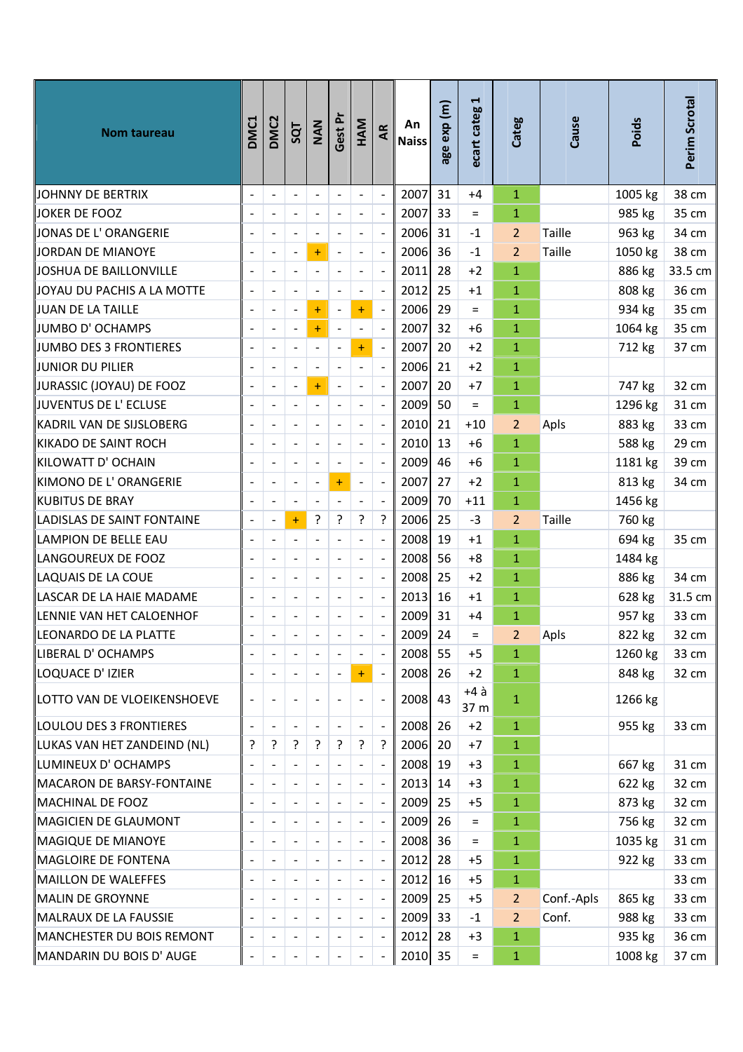| Nom taureau | DMC1 | DMC2 | SQT | NAN | Gest Pr | HAM | AR | An Naiss | age exp (m) | ecart categ 1 | Categ | Cause | Poids | Perim Scrotal |
|---|---|---|---|---|---|---|---|---|---|---|---|---|---|---|
| JOHNNY DE BERTRIX | - | - | - | - | - | - | - | 2007 | 31 | +4 | 1 | | 1005 kg | 38 cm |
| JOKER DE FOOZ | - | - | - | - | - | - | - | 2007 | 33 | = | 1 | | 985 kg | 35 cm |
| JONAS DE L' ORANGERIE | - | - | - | - | - | - | - | 2006 | 31 | -1 | 2 | Taille | 963 kg | 34 cm |
| JORDAN DE MIANOYE | - | - | - | + | - | - | - | 2006 | 36 | -1 | 2 | Taille | 1050 kg | 38 cm |
| JOSHUA DE BAILLONVILLE | - | - | - | - | - | - | - | 2011 | 28 | +2 | 1 | | 886 kg | 33.5 cm |
| JOYAU DU PACHIS A LA MOTTE | - | - | - | - | - | - | - | 2012 | 25 | +1 | 1 | | 808 kg | 36 cm |
| JUAN DE LA TAILLE | - | - | - | + | - | + | - | 2006 | 29 | = | 1 | | 934 kg | 35 cm |
| JUMBO D' OCHAMPS | - | - | - | + | - | - | - | 2007 | 32 | +6 | 1 | | 1064 kg | 35 cm |
| JUMBO DES 3 FRONTIERES | - | - | - | - | - | + | - | 2007 | 20 | +2 | 1 | | 712 kg | 37 cm |
| JUNIOR DU PILIER | - | - | - | - | - | - | - | 2006 | 21 | +2 | 1 | | | |
| JURASSIC (JOYAU) DE FOOZ | - | - | - | + | - | - | - | 2007 | 20 | +7 | 1 | | 747 kg | 32 cm |
| JUVENTUS DE L' ECLUSE | - | - | - | - | - | - | - | 2009 | 50 | = | 1 | | 1296 kg | 31 cm |
| KADRIL VAN DE SIJSLOBERG | - | - | - | - | - | - | - | 2010 | 21 | +10 | 2 | Apls | 883 kg | 33 cm |
| KIKADO DE SAINT ROCH | - | - | - | - | - | - | - | 2010 | 13 | +6 | 1 | | 588 kg | 29 cm |
| KILOWATT D' OCHAIN | - | - | - | - | - | - | - | 2009 | 46 | +6 | 1 | | 1181 kg | 39 cm |
| KIMONO DE L' ORANGERIE | - | - | - | - | + | - | - | 2007 | 27 | +2 | 1 | | 813 kg | 34 cm |
| KUBITUS DE BRAY | - | - | - | - | - | - | - | 2009 | 70 | +11 | 1 | | 1456 kg | |
| LADISLAS DE SAINT FONTAINE | - | - | + | ? | ? | ? | ? | 2006 | 25 | -3 | 2 | Taille | 760 kg | |
| LAMPION DE BELLE EAU | - | - | - | - | - | - | - | 2008 | 19 | +1 | 1 | | 694 kg | 35 cm |
| LANGOUREUX DE FOOZ | - | - | - | - | - | - | - | 2008 | 56 | +8 | 1 | | 1484 kg | |
| LAQUAIS DE LA COUE | - | - | - | - | - | - | - | 2008 | 25 | +2 | 1 | | 886 kg | 34 cm |
| LASCAR DE LA HAIE MADAME | - | - | - | - | - | - | - | 2013 | 16 | +1 | 1 | | 628 kg | 31.5 cm |
| LENNIE VAN HET CALOENHOF | - | - | - | - | - | - | - | 2009 | 31 | +4 | 1 | | 957 kg | 33 cm |
| LEONARDO DE LA PLATTE | - | - | - | - | - | - | - | 2009 | 24 | = | 2 | Apls | 822 kg | 32 cm |
| LIBERAL D' OCHAMPS | - | - | - | - | - | - | - | 2008 | 55 | +5 | 1 | | 1260 kg | 33 cm |
| LOQUACE D' IZIER | - | - | - | - | - | + | - | 2008 | 26 | +2 | 1 | | 848 kg | 32 cm |
| LOTTO VAN DE VLOEIKENSHOEVE | - | - | - | - | - | - | - | 2008 | 43 | +4 à 37 m | 1 | | 1266 kg | |
| LOULOU DES 3 FRONTIERES | - | - | - | - | - | - | - | 2008 | 26 | +2 | 1 | | 955 kg | 33 cm |
| LUKAS VAN HET ZANDEIND (NL) | ? | ? | ? | ? | ? | ? | ? | 2006 | 20 | +7 | 1 | | | |
| LUMINEUX D' OCHAMPS | - | - | - | - | - | - | - | 2008 | 19 | +3 | 1 | | 667 kg | 31 cm |
| MACARON DE BARSY-FONTAINE | - | - | - | - | - | - | - | 2013 | 14 | +3 | 1 | | 622 kg | 32 cm |
| MACHINAL DE FOOZ | - | - | - | - | - | - | - | 2009 | 25 | +5 | 1 | | 873 kg | 32 cm |
| MAGICIEN DE GLAUMONT | - | - | - | - | - | - | - | 2009 | 26 | = | 1 | | 756 kg | 32 cm |
| MAGIQUE DE MIANOYE | - | - | - | - | - | - | - | 2008 | 36 | = | 1 | | 1035 kg | 31 cm |
| MAGLOIRE DE FONTENA | - | - | - | - | - | - | - | 2012 | 28 | +5 | 1 | | 922 kg | 33 cm |
| MAILLON DE WALEFFES | - | - | - | - | - | - | - | 2012 | 16 | +5 | 1 | | | 33 cm |
| MALIN DE GROYNNE | - | - | - | - | - | - | - | 2009 | 25 | +5 | 2 | Conf.-Apls | 865 kg | 33 cm |
| MALRAUX DE LA FAUSSIE | - | - | - | - | - | - | - | 2009 | 33 | -1 | 2 | Conf. | 988 kg | 33 cm |
| MANCHESTER DU BOIS REMONT | - | - | - | - | - | - | - | 2012 | 28 | +3 | 1 | | 935 kg | 36 cm |
| MANDARIN DU BOIS D' AUGE | - | - | - | - | - | - | - | 2010 | 35 | = | 1 | | 1008 kg | 37 cm |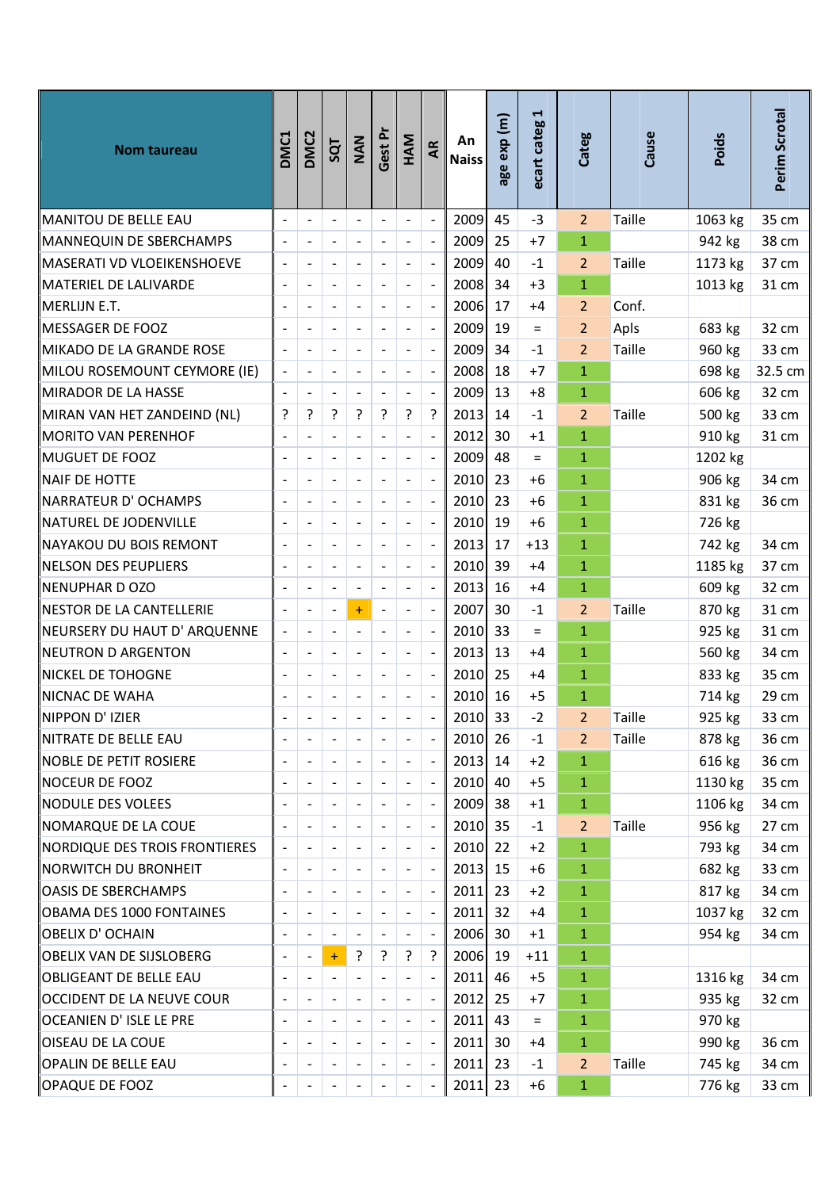| Nom taureau | DMC1 | DMC2 | SQT | NAN | Gest Pr | HAM | AR | An Naiss | age exp (m) | ecart categ 1 | Categ | Cause | Poids | Perim Scrotal |
|---|---|---|---|---|---|---|---|---|---|---|---|---|---|---|
| MANITOU DE BELLE EAU | - | - | - | - | - | - | - | 2009 | 45 | -3 | 2 | Taille | 1063 kg | 35 cm |
| MANNEQUIN DE SBERCHAMPS | - | - | - | - | - | - | - | 2009 | 25 | +7 | 1 | | 942 kg | 38 cm |
| MASERATI VD VLOEIKENSHOEVE | - | - | - | - | - | - | - | 2009 | 40 | -1 | 2 | Taille | 1173 kg | 37 cm |
| MATERIEL DE LALIVARDE | - | - | - | - | - | - | - | 2008 | 34 | +3 | 1 | | 1013 kg | 31 cm |
| MERLIJN E.T. | - | - | - | - | - | - | - | 2006 | 17 | +4 | 2 | Conf. | | |
| MESSAGER DE FOOZ | - | - | - | - | - | - | - | 2009 | 19 | = | 2 | Apls | 683 kg | 32 cm |
| MIKADO DE LA GRANDE ROSE | - | - | - | - | - | - | - | 2009 | 34 | -1 | 2 | Taille | 960 kg | 33 cm |
| MILOU ROSEMOUNT CEYMORE (IE) | - | - | - | - | - | - | - | 2008 | 18 | +7 | 1 | | 698 kg | 32.5 cm |
| MIRADOR DE LA HASSE | - | - | - | - | - | - | - | 2009 | 13 | +8 | 1 | | 606 kg | 32 cm |
| MIRAN VAN HET ZANDEIND (NL) | ? | ? | ? | ? | ? | ? | ? | 2013 | 14 | -1 | 2 | Taille | 500 kg | 33 cm |
| MORITO VAN PERENHOF | - | - | - | - | - | - | - | 2012 | 30 | +1 | 1 | | 910 kg | 31 cm |
| MUGUET DE FOOZ | - | - | - | - | - | - | - | 2009 | 48 | = | 1 | | 1202 kg | |
| NAIF DE HOTTE | - | - | - | - | - | - | - | 2010 | 23 | +6 | 1 | | 906 kg | 34 cm |
| NARRATEUR D' OCHAMPS | - | - | - | - | - | - | - | 2010 | 23 | +6 | 1 | | 831 kg | 36 cm |
| NATUREL DE JODENVILLE | - | - | - | - | - | - | - | 2010 | 19 | +6 | 1 | | 726 kg | |
| NAYAKOU DU BOIS REMONT | - | - | - | - | - | - | - | 2013 | 17 | +13 | 1 | | 742 kg | 34 cm |
| NELSON DES PEUPLIERS | - | - | - | - | - | - | - | 2010 | 39 | +4 | 1 | | 1185 kg | 37 cm |
| NENUPHAR D OZO | - | - | - | - | - | - | - | 2013 | 16 | +4 | 1 | | 609 kg | 32 cm |
| NESTOR DE LA CANTELLERIE | - | - | - | + | - | - | - | 2007 | 30 | -1 | 2 | Taille | 870 kg | 31 cm |
| NEURSERY DU HAUT D' ARQUENNE | - | - | - | - | - | - | - | 2010 | 33 | = | 1 | | 925 kg | 31 cm |
| NEUTRON D ARGENTON | - | - | - | - | - | - | - | 2013 | 13 | +4 | 1 | | 560 kg | 34 cm |
| NICKEL DE TOHOGNE | - | - | - | - | - | - | - | 2010 | 25 | +4 | 1 | | 833 kg | 35 cm |
| NICNAC DE WAHA | - | - | - | - | - | - | - | 2010 | 16 | +5 | 1 | | 714 kg | 29 cm |
| NIPPON D' IZIER | - | - | - | - | - | - | - | 2010 | 33 | -2 | 2 | Taille | 925 kg | 33 cm |
| NITRATE DE BELLE EAU | - | - | - | - | - | - | - | 2010 | 26 | -1 | 2 | Taille | 878 kg | 36 cm |
| NOBLE DE PETIT ROSIERE | - | - | - | - | - | - | - | 2013 | 14 | +2 | 1 | | 616 kg | 36 cm |
| NOCEUR DE FOOZ | - | - | - | - | - | - | - | 2010 | 40 | +5 | 1 | | 1130 kg | 35 cm |
| NODULE DES VOLEES | - | - | - | - | - | - | - | 2009 | 38 | +1 | 1 | | 1106 kg | 34 cm |
| NOMARQUE DE LA COUE | - | - | - | - | - | - | - | 2010 | 35 | -1 | 2 | Taille | 956 kg | 27 cm |
| NORDIQUE DES TROIS FRONTIERES | - | - | - | - | - | - | - | 2010 | 22 | +2 | 1 | | 793 kg | 34 cm |
| NORWITCH DU BRONHEIT | - | - | - | - | - | - | - | 2013 | 15 | +6 | 1 | | 682 kg | 33 cm |
| OASIS DE SBERCHAMPS | - | - | - | - | - | - | - | 2011 | 23 | +2 | 1 | | 817 kg | 34 cm |
| OBAMA DES 1000 FONTAINES | - | - | - | - | - | - | - | 2011 | 32 | +4 | 1 | | 1037 kg | 32 cm |
| OBELIX D' OCHAIN | - | - | - | - | - | - | - | 2006 | 30 | +1 | 1 | | 954 kg | 34 cm |
| OBELIX VAN DE SIJSLOBERG | - | - | + | ? | ? | ? | ? | 2006 | 19 | +11 | 1 | | | |
| OBLIGEANT DE BELLE EAU | - | - | - | - | - | - | - | 2011 | 46 | +5 | 1 | | 1316 kg | 34 cm |
| OCCIDENT DE LA NEUVE COUR | - | - | - | - | - | - | - | 2012 | 25 | +7 | 1 | | 935 kg | 32 cm |
| OCEANIEN D' ISLE LE PRE | - | - | - | - | - | - | - | 2011 | 43 | = | 1 | | 970 kg | |
| OISEAU DE LA COUE | - | - | - | - | - | - | - | 2011 | 30 | +4 | 1 | | 990 kg | 36 cm |
| OPALIN DE BELLE EAU | - | - | - | - | - | - | - | 2011 | 23 | -1 | 2 | Taille | 745 kg | 34 cm |
| OPAQUE DE FOOZ | - | - | - | - | - | - | - | 2011 | 23 | +6 | 1 | | 776 kg | 33 cm |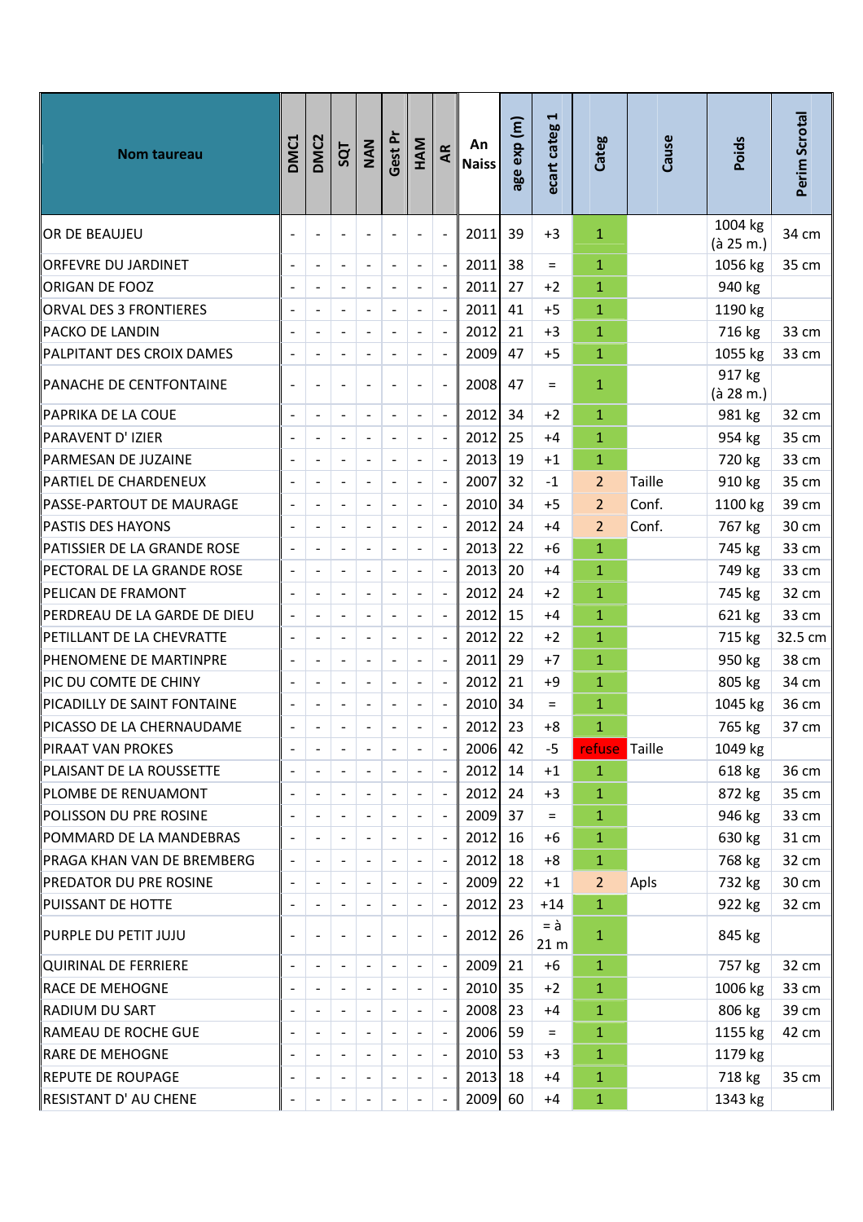| Nom taureau | DMC1 | DMC2 | SQT | NAN | Gest Pr | HAM | AR | An Naiss | age exp (m) | ecart categ 1 | Categ | Cause | Poids | Perim Scrotal |
|---|---|---|---|---|---|---|---|---|---|---|---|---|---|---|
| OR DE BEAUJEU | - | - | - | - | - | - | - | 2011 | 39 | +3 | 1 | | 1004 kg (à 25 m.) | 34 cm |
| ORFEVRE DU JARDINET | - | - | - | - | - | - | - | 2011 | 38 | = | 1 | | 1056 kg | 35 cm |
| ORIGAN DE FOOZ | - | - | - | - | - | - | - | 2011 | 27 | +2 | 1 | | 940 kg | |
| ORVAL DES 3 FRONTIERES | - | - | - | - | - | - | - | 2011 | 41 | +5 | 1 | | 1190 kg | |
| PACKO DE LANDIN | - | - | - | - | - | - | - | 2012 | 21 | +3 | 1 | | 716 kg | 33 cm |
| PALPITANT DES CROIX DAMES | - | - | - | - | - | - | - | 2009 | 47 | +5 | 1 | | 1055 kg | 33 cm |
| PANACHE DE CENTFONTAINE | - | - | - | - | - | - | - | 2008 | 47 | = | 1 | | 917 kg (à 28 m.) | |
| PAPRIKA DE LA COUE | - | - | - | - | - | - | - | 2012 | 34 | +2 | 1 | | 981 kg | 32 cm |
| PARAVENT D' IZIER | - | - | - | - | - | - | - | 2012 | 25 | +4 | 1 | | 954 kg | 35 cm |
| PARMESAN DE JUZAINE | - | - | - | - | - | - | - | 2013 | 19 | +1 | 1 | | 720 kg | 33 cm |
| PARTIEL DE CHARDENEUX | - | - | - | - | - | - | - | 2007 | 32 | -1 | 2 | Taille | 910 kg | 35 cm |
| PASSE-PARTOUT DE MAURAGE | - | - | - | - | - | - | - | 2010 | 34 | +5 | 2 | Conf. | 1100 kg | 39 cm |
| PASTIS DES HAYONS | - | - | - | - | - | - | - | 2012 | 24 | +4 | 2 | Conf. | 767 kg | 30 cm |
| PATISSIER DE LA GRANDE ROSE | - | - | - | - | - | - | - | 2013 | 22 | +6 | 1 | | 745 kg | 33 cm |
| PECTORAL DE LA GRANDE ROSE | - | - | - | - | - | - | - | 2013 | 20 | +4 | 1 | | 749 kg | 33 cm |
| PELICAN DE FRAMONT | - | - | - | - | - | - | - | 2012 | 24 | +2 | 1 | | 745 kg | 32 cm |
| PERDREAU DE LA GARDE DE DIEU | - | - | - | - | - | - | - | 2012 | 15 | +4 | 1 | | 621 kg | 33 cm |
| PETILLANT DE LA CHEVRATTE | - | - | - | - | - | - | - | 2012 | 22 | +2 | 1 | | 715 kg | 32.5 cm |
| PHENOMENE DE MARTINPRE | - | - | - | - | - | - | - | 2011 | 29 | +7 | 1 | | 950 kg | 38 cm |
| PIC DU COMTE DE CHINY | - | - | - | - | - | - | - | 2012 | 21 | +9 | 1 | | 805 kg | 34 cm |
| PICADILLY DE SAINT FONTAINE | - | - | - | - | - | - | - | 2010 | 34 | = | 1 | | 1045 kg | 36 cm |
| PICASSO DE LA CHERNAUDAME | - | - | - | - | - | - | - | 2012 | 23 | +8 | 1 | | 765 kg | 37 cm |
| PIRAAT VAN PROKES | - | - | - | - | - | - | - | 2006 | 42 | -5 | refuse | Taille | 1049 kg | |
| PLAISANT DE LA ROUSSETTE | - | - | - | - | - | - | - | 2012 | 14 | +1 | 1 | | 618 kg | 36 cm |
| PLOMBE DE RENUAMONT | - | - | - | - | - | - | - | 2012 | 24 | +3 | 1 | | 872 kg | 35 cm |
| POLISSON DU PRE ROSINE | - | - | - | - | - | - | - | 2009 | 37 | = | 1 | | 946 kg | 33 cm |
| POMMARD DE LA MANDEBRAS | - | - | - | - | - | - | - | 2012 | 16 | +6 | 1 | | 630 kg | 31 cm |
| PRAGA KHAN VAN DE BREMBERG | - | - | - | - | - | - | - | 2012 | 18 | +8 | 1 | | 768 kg | 32 cm |
| PREDATOR DU PRE ROSINE | - | - | - | - | - | - | - | 2009 | 22 | +1 | 2 | Apls | 732 kg | 30 cm |
| PUISSANT DE HOTTE | - | - | - | - | - | - | - | 2012 | 23 | +14 | 1 | | 922 kg | 32 cm |
| PURPLE DU PETIT JUJU | - | - | - | - | - | - | - | 2012 | 26 | = à 21 m | 1 | | 845 kg | |
| QUIRINAL DE FERRIERE | - | - | - | - | - | - | - | 2009 | 21 | +6 | 1 | | 757 kg | 32 cm |
| RACE DE MEHOGNE | - | - | - | - | - | - | - | 2010 | 35 | +2 | 1 | | 1006 kg | 33 cm |
| RADIUM DU SART | - | - | - | - | - | - | - | 2008 | 23 | +4 | 1 | | 806 kg | 39 cm |
| RAMEAU DE ROCHE GUE | - | - | - | - | - | - | - | 2006 | 59 | = | 1 | | 1155 kg | 42 cm |
| RARE DE MEHOGNE | - | - | - | - | - | - | - | 2010 | 53 | +3 | 1 | | 1179 kg | |
| REPUTE DE ROUPAGE | - | - | - | - | - | - | - | 2013 | 18 | +4 | 1 | | 718 kg | 35 cm |
| RESISTANT D' AU CHENE | - | - | - | - | - | - | - | 2009 | 60 | +4 | 1 | | 1343 kg | |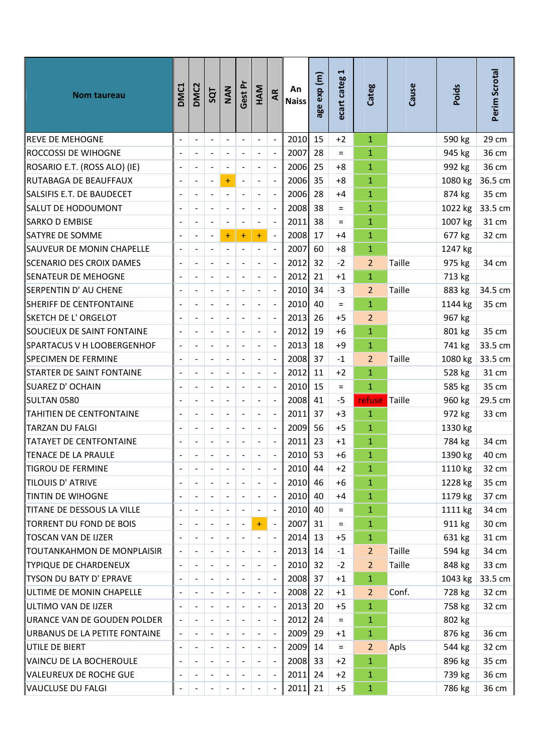| Nom taureau | DMC1 | DMC2 | SQT | NAN | Gest Pr | HAM | AR | An Naiss | age exp (m) | ecart categ 1 | Categ | Cause | Poids | Perim Scrotal |
|---|---|---|---|---|---|---|---|---|---|---|---|---|---|---|
| REVE DE MEHOGNE | - | - | - | - | - | - | - | 2010 | 15 | +2 | 1 | | 590 kg | 29 cm |
| ROCCOSSI DE WIHOGNE | - | - | - | - | - | - | - | 2007 | 28 | = | 1 | | 945 kg | 36 cm |
| ROSARIO E.T. (ROSS ALO) (IE) | - | - | - | - | - | - | - | 2006 | 25 | +8 | 1 | | 992 kg | 36 cm |
| RUTABAGA DE BEAUFFAUX | - | - | - | + | - | - | - | 2006 | 35 | +8 | 1 | | 1080 kg | 36.5 cm |
| SALSIFIS E.T. DE BAUDECET | - | - | - | - | - | - | - | 2006 | 28 | +4 | 1 | | 874 kg | 35 cm |
| SALUT DE HODOUMONT | - | - | - | - | - | - | - | 2008 | 38 | = | 1 | | 1022 kg | 33.5 cm |
| SARKO D EMBISE | - | - | - | - | - | - | - | 2011 | 38 | = | 1 | | 1007 kg | 31 cm |
| SATYRE DE SOMME | - | - | - | + | + | + | - | 2008 | 17 | +4 | 1 | | 677 kg | 32 cm |
| SAUVEUR DE MONIN CHAPELLE | - | - | - | - | - | - | - | 2007 | 60 | +8 | 1 | | 1247 kg | |
| SCENARIO DES CROIX DAMES | - | - | - | - | - | - | - | 2012 | 32 | -2 | 2 | Taille | 975 kg | 34 cm |
| SENATEUR DE MEHOGNE | - | - | - | - | - | - | - | 2012 | 21 | +1 | 1 | | 713 kg | |
| SERPENTIN D' AU CHENE | - | - | - | - | - | - | - | 2010 | 34 | -3 | 2 | Taille | 883 kg | 34.5 cm |
| SHERIFF DE CENTFONTAINE | - | - | - | - | - | - | - | 2010 | 40 | = | 1 | | 1144 kg | 35 cm |
| SKETCH DE L' ORGELOT | - | - | - | - | - | - | - | 2013 | 26 | +5 | 2 | | 967 kg | |
| SOUCIEUX DE SAINT FONTAINE | - | - | - | - | - | - | - | 2012 | 19 | +6 | 1 | | 801 kg | 35 cm |
| SPARTACUS V H LOOBERGENHOF | - | - | - | - | - | - | - | 2013 | 18 | +9 | 1 | | 741 kg | 33.5 cm |
| SPECIMEN DE FERMINE | - | - | - | - | - | - | - | 2008 | 37 | -1 | 2 | Taille | 1080 kg | 33.5 cm |
| STARTER DE SAINT FONTAINE | - | - | - | - | - | - | - | 2012 | 11 | +2 | 1 | | 528 kg | 31 cm |
| SUAREZ D' OCHAIN | - | - | - | - | - | - | - | 2010 | 15 | = | 1 | | 585 kg | 35 cm |
| SULTAN 0580 | - | - | - | - | - | - | - | 2008 | 41 | -5 | refuse | Taille | 960 kg | 29.5 cm |
| TAHITIEN DE CENTFONTAINE | - | - | - | - | - | - | - | 2011 | 37 | +3 | 1 | | 972 kg | 33 cm |
| TARZAN DU FALGI | - | - | - | - | - | - | - | 2009 | 56 | +5 | 1 | | 1330 kg | |
| TATAYET DE CENTFONTAINE | - | - | - | - | - | - | - | 2011 | 23 | +1 | 1 | | 784 kg | 34 cm |
| TENACE DE LA PRAULE | - | - | - | - | - | - | - | 2010 | 53 | +6 | 1 | | 1390 kg | 40 cm |
| TIGROU DE FERMINE | - | - | - | - | - | - | - | 2010 | 44 | +2 | 1 | | 1110 kg | 32 cm |
| TILOUIS D' ATRIVE | - | - | - | - | - | - | - | 2010 | 46 | +6 | 1 | | 1228 kg | 35 cm |
| TINTIN DE WIHOGNE | - | - | - | - | - | - | - | 2010 | 40 | +4 | 1 | | 1179 kg | 37 cm |
| TITANE DE DESSOUS LA VILLE | - | - | - | - | - | - | - | 2010 | 40 | = | 1 | | 1111 kg | 34 cm |
| TORRENT DU FOND DE BOIS | - | - | - | - | - | + | - | 2007 | 31 | = | 1 | | 911 kg | 30 cm |
| TOSCAN VAN DE IJZER | - | - | - | - | - | - | - | 2014 | 13 | +5 | 1 | | 631 kg | 31 cm |
| TOUTANKAHMON DE MONPLAISIR | - | - | - | - | - | - | - | 2013 | 14 | -1 | 2 | Taille | 594 kg | 34 cm |
| TYPIQUE DE CHARDENEUX | - | - | - | - | - | - | - | 2010 | 32 | -2 | 2 | Taille | 848 kg | 33 cm |
| TYSON DU BATY D' EPRAVE | - | - | - | - | - | - | - | 2008 | 37 | +1 | 1 | | 1043 kg | 33.5 cm |
| ULTIME DE MONIN CHAPELLE | - | - | - | - | - | - | - | 2008 | 22 | +1 | 2 | Conf. | 728 kg | 32 cm |
| ULTIMO VAN DE IJZER | - | - | - | - | - | - | - | 2013 | 20 | +5 | 1 | | 758 kg | 32 cm |
| URANCE VAN DE GOUDEN POLDER | - | - | - | - | - | - | - | 2012 | 24 | = | 1 | | 802 kg | |
| URBANUS DE LA PETITE FONTAINE | - | - | - | - | - | - | - | 2009 | 29 | +1 | 1 | | 876 kg | 36 cm |
| UTILE DE BIERT | - | - | - | - | - | - | - | 2009 | 14 | = | 2 | Apls | 544 kg | 32 cm |
| VAINCU DE LA BOCHEROULE | - | - | - | - | - | - | - | 2008 | 33 | +2 | 1 | | 896 kg | 35 cm |
| VALEUREUX DE ROCHE GUE | - | - | - | - | - | - | - | 2011 | 24 | +2 | 1 | | 739 kg | 36 cm |
| VAUCLUSE DU FALGI | - | - | - | - | - | - | - | 2011 | 21 | +5 | 1 | | 786 kg | 36 cm |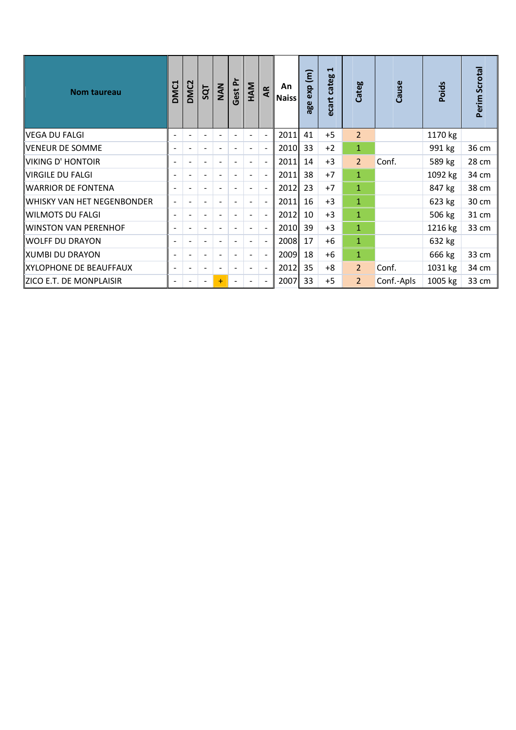| Nom taureau | DMC1 | DMC2 | SQT | NAN | Gest Pr | HAM | AR | An Naiss | age exp (m) | ecart categ 1 | Categ | Cause | Poids | Perim Scrotal |
|---|---|---|---|---|---|---|---|---|---|---|---|---|---|---|
| VEGA DU FALGI | - | - | - | - | - | - | - | 2011 | 41 | +5 | 2 | | 1170 kg | |
| VENEUR DE SOMME | - | - | - | - | - | - | - | 2010 | 33 | +2 | 1 | | 991 kg | 36 cm |
| VIKING D' HONTOIR | - | - | - | - | - | - | - | 2011 | 14 | +3 | 2 | Conf. | 589 kg | 28 cm |
| VIRGILE DU FALGI | - | - | - | - | - | - | - | 2011 | 38 | +7 | 1 | | 1092 kg | 34 cm |
| WARRIOR DE FONTENA | - | - | - | - | - | - | - | 2012 | 23 | +7 | 1 | | 847 kg | 38 cm |
| WHISKY VAN HET NEGENBONDER | - | - | - | - | - | - | - | 2011 | 16 | +3 | 1 | | 623 kg | 30 cm |
| WILMOTS DU FALGI | - | - | - | - | - | - | - | 2012 | 10 | +3 | 1 | | 506 kg | 31 cm |
| WINSTON VAN PERENHOF | - | - | - | - | - | - | - | 2010 | 39 | +3 | 1 | | 1216 kg | 33 cm |
| WOLFF DU DRAYON | - | - | - | - | - | - | - | 2008 | 17 | +6 | 1 | | 632 kg | |
| XUMBI DU DRAYON | - | - | - | - | - | - | - | 2009 | 18 | +6 | 1 | | 666 kg | 33 cm |
| XYLOPHONE DE BEAUFFAUX | - | - | - | - | - | - | - | 2012 | 35 | +8 | 2 | Conf. | 1031 kg | 34 cm |
| ZICO E.T. DE MONPLAISIR | - | - | - | + | - | - | - | 2007 | 33 | +5 | 2 | Conf.-Apls | 1005 kg | 33 cm |